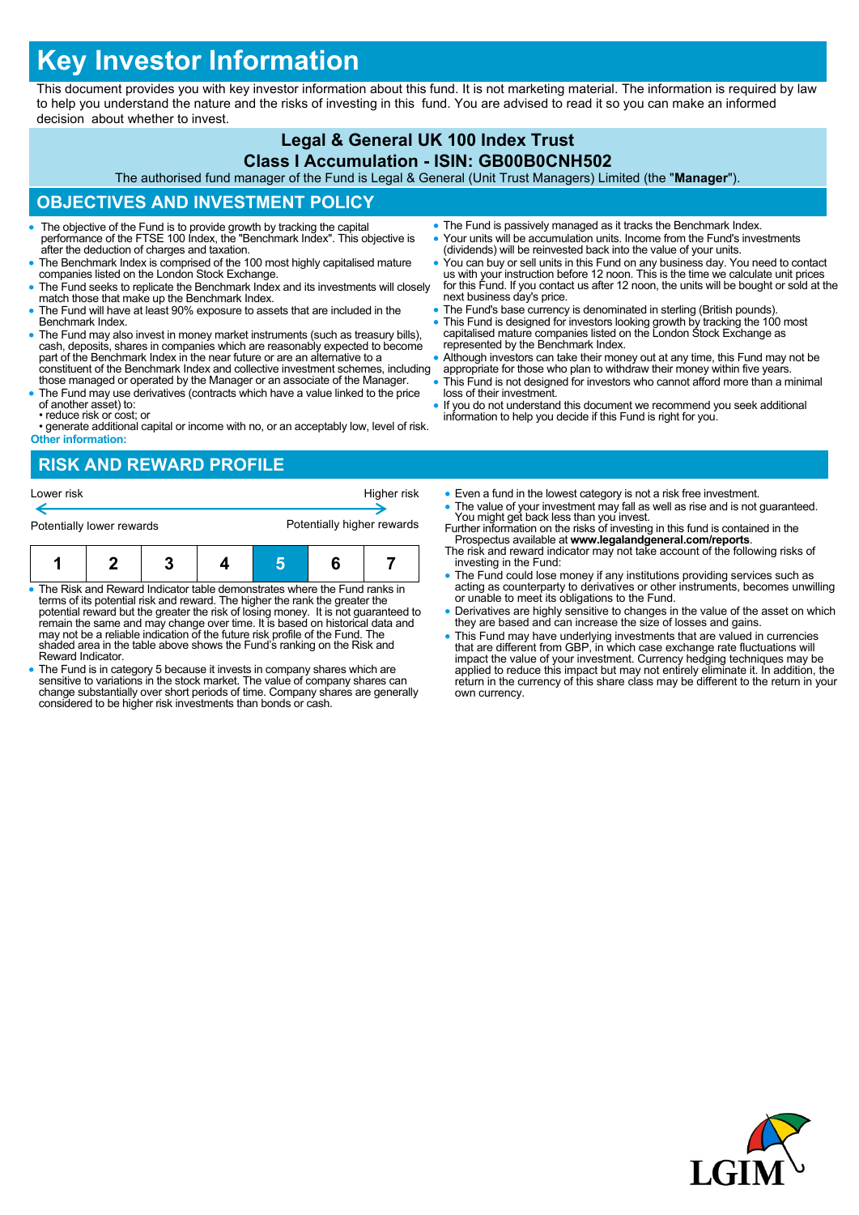# Key Investor Information

This document provides you with key investor information about this fund. It is not marketing material. The information is required by law to help you understand the nature and the risks of investing in this fund. You are advised to read it so you can make an informed decision about whether to invest.

**Legal & General UK 100 Index Trust**

**Class I Accumulation - ISIN: GB00B0CNH502**

The authorised fund manager of the Fund is Legal & General (Unit Trust Managers) Limited (the "**Manager**").

## OBJECTIVES AND INVESTMENT POLICY

- The objective of the Fund is to provide growth by tracking the capital performance of the FTSE 100 Index, the "Benchmark Index". This objective is after the deduction of charges and taxation.
- The Benchmark Index is comprised of the 100 most highly capitalised mature companies listed on the London Stock Exchange.
- The Fund seeks to replicate the Benchmark Index and its investments will closely match those that make up the Benchmark Index.
- The Fund will have at least 90% exposure to assets that are included in the Benchmark Index.
- The Fund may also invest in money market instruments (such as treasury bills), cash, deposits, shares in companies which are reasonably expected to become part of the Benchmark Index in the near future or are an alternative to a constituent of the Benchmark Index and collective investment schemes, including those managed or operated by the Manager or an associate of the Manager.
- The Fund may use derivatives (contracts which have a value linked to the price of another asset) to:
  - reduce risk or cost; or
  - generate additional capital or income with no, or an acceptably low, level of risk.

**Other information:**

- The Fund is passively managed as it tracks the Benchmark Index.
- Your units will be accumulation units. Income from the Fund's investments (dividends) will be reinvested back into the value of your units.
- You can buy or sell units in this Fund on any business day. You need to contact us with your instruction before 12 noon. This is the time we calculate unit prices for this Fund. If you contact us after 12 noon, the units will be bought or sold at the next business day's price.
- The Fund's base currency is denominated in sterling (British pounds).
- This Fund is designed for investors looking for growth by tracking the 100 most capitalised mature companies listed on the London Stock Exchange as represented by the Benchmark Index.
- Although investors can take their money out at any time, this Fund may not be appropriate for those who plan to withdraw their money within five years.
- This Fund is not designed for investors who cannot afford more than a minimal loss of their investment.
- If you do not understand this document we recommend you seek additional information to help you decide if this Fund is right for you.

## RISK AND REWARD PROFILE

Lower risk ← → Higher risk

Potentially lower rewards ← → Potentially higher rewards

| 1 | 2 | 3 | 4 | **5** | 6 | 7 |
|---|---|---|---|---|---|---|

- The Risk and Reward Indicator table demonstrates where the Fund ranks in terms of its potential risk and reward. The higher the rank the greater the potential reward but the greater the risk of losing money. It is not guaranteed to remain the same and may change over time. It is based on historical data and may not be a reliable indication of the future risk profile of the Fund. The shaded area in the table above shows the Fund's ranking on the Risk and Reward Indicator.
- The Fund is in category 5 because it invests in company shares which are sensitive to variations in the stock market. The value of company shares can change substantially over short periods of time. Company shares are generally considered to be higher risk investments than bonds or cash.
- Even a fund in the lowest category is not a risk free investment.
- The value of your investment may fall as well as rise and is not guaranteed. You might get back less than you invest.

Further information on the risks of investing in this fund is contained in the Prospectus available at **www.legalandgeneral.com/reports**.

The risk and reward indicator may not take account of the following risks of investing in the Fund:

- The Fund could lose money if any institutions providing services such as acting as counterparty to derivatives or other instruments, becomes unwilling or unable to meet its obligations to the Fund.
- Derivatives are highly sensitive to changes in the value of the asset on which they are based and can increase the size of losses and gains.
- This Fund may have underlying investments that are valued in currencies that are different from GBP, in which case exchange rate fluctuations will impact the value of your investment. Currency hedging techniques may be applied to reduce this impact but may not entirely eliminate it. In addition, the return in the currency of this share class may be different to the return in your own currency.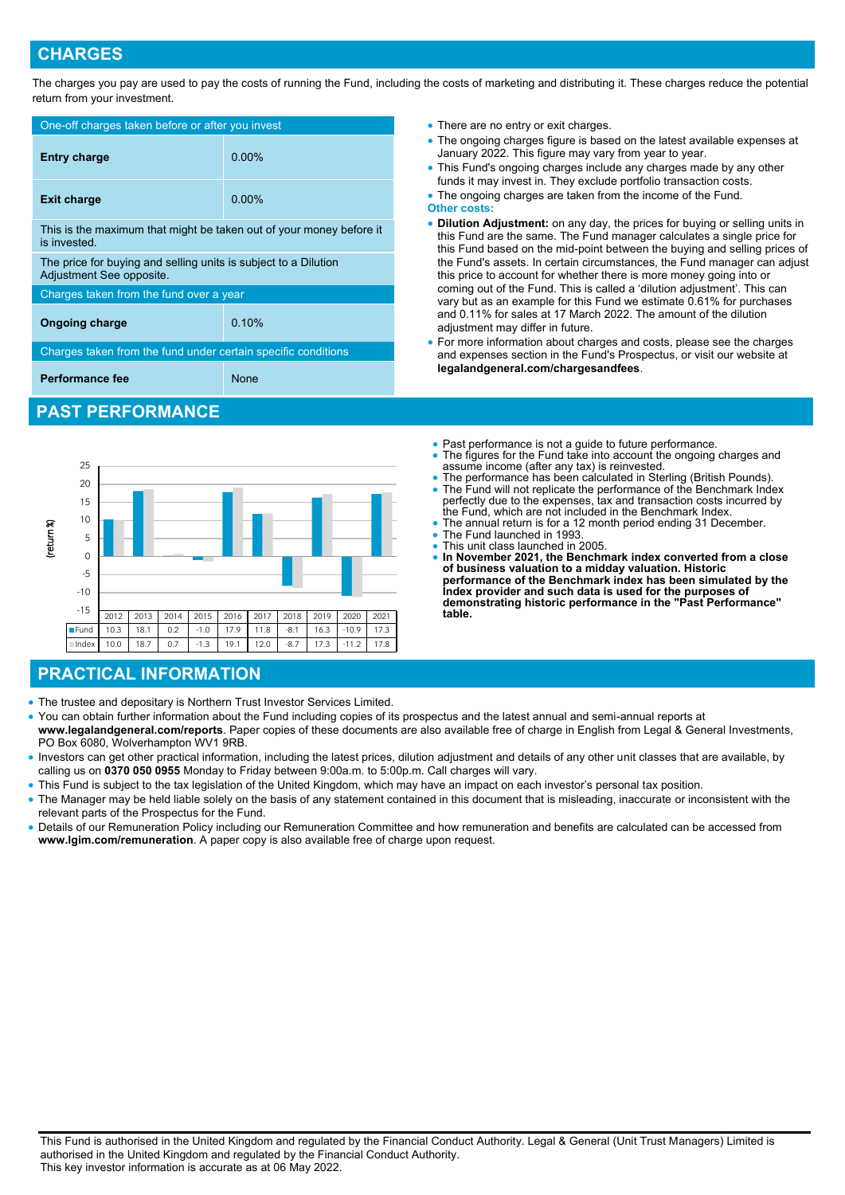## CHARGES

The charges you pay are used to pay the costs of running the Fund, including the costs of marketing and distributing it. These charges reduce the potential return from your investment.

| | |
|---|---|
| One-off charges taken before or after you invest | |
| **Entry charge** | 0.00% |
| **Exit charge** | 0.00% |
| This is the maximum that might be taken out of your money before it is invested. | |
| The price for buying and selling units is subject to a Dilution Adjustment See opposite. | |
| Charges taken from the fund over a year | |
| **Ongoing charge** | 0.10% |
| Charges taken from the fund under certain specific conditions | |
| **Performance fee** | None |

- There are no entry or exit charges.
- The ongoing charges figure is based on the latest available expenses at January 2022. This figure may vary from year to year.
- This Fund's ongoing charges include any charges made by any other funds it may invest in. They exclude portfolio transaction costs.
- The ongoing charges are taken from the income of the Fund.

**Other costs:**

- **Dilution Adjustment:** on any day, the prices for buying or selling units in this Fund are the same. The Fund manager calculates a single price for this Fund based on the mid-point between the buying and selling prices of the Fund's assets. In certain circumstances, the Fund manager can adjust this price to account for whether there is more money going into or coming out of the Fund. This is called a 'dilution adjustment'. This can vary but as an example for this Fund we estimate 0.61% for purchases and 0.11% for sales at 17 March 2022. The amount of the dilution adjustment may differ in future.
- For more information about charges and costs, please see the charges and expenses section in the Fund's Prospectus, or visit our website at **legalandgeneral.com/chargesandfees**.

## PAST PERFORMANCE

(return %)

25
20
15
10
5
0
-5
-10
-15

2012 2013 2014 2015 2016 2017 2018 2019 2020 2021
Fund 10.3 18.1 0.2 -1.0 17.9 11.8 -8.1 16.3 -10.9 17.3
Index 10.0 18.7 0.7 -1.3 19.1 12.0 -8.7 17.3 -11.2 17.8

- Past performance is not a guide to future performance.
- The figures for the Fund take into account the ongoing charges and assume income (after any tax) is reinvested.
- The performance has been calculated in Sterling (British Pounds).
- The Fund will not replicate the performance of the Benchmark Index perfectly due to the expenses, tax and transaction costs incurred by the Fund, which are not included in the Benchmark Index.
- The annual return is for a 12 month period ending 31 December.
- The Fund launched in 1993.
- This unit class launched in 2005.
- **In November 2021, the Benchmark index converted from a close of business valuation to a midday valuation. Historic performance of the Benchmark index has been simulated by the Index provider and such data is used for the purposes of demonstrating historic performance in the "Past Performance" table.**

## PRACTICAL INFORMATION

- The trustee and depositary is Northern Trust Investor Services Limited.
- You can obtain further information about the Fund including copies of its prospectus and the latest annual and semi-annual reports at **www.legalandgeneral.com/reports**. Paper copies of these documents are also available free of charge in English from Legal & General Investments, PO Box 6080, Wolverhampton WV1 9RB.
- Investors can get other practical information, including the latest prices, dilution adjustment and details of any other unit classes that are available, by calling us on **0370 050 0955** Monday to Friday between 9:00a.m. to 5:00p.m. Call charges will vary.
- This Fund is subject to the tax legislation of the United Kingdom, which may have an impact on each investor's personal tax position.
- The Manager may be held liable solely on the basis of any statement contained in this document that is misleading, inaccurate or inconsistent with the relevant parts of the Prospectus for the Fund.
- Details of our Remuneration Policy including our Remuneration Committee and how remuneration and benefits are calculated can be accessed from **www.lgim.com/remuneration**. A paper copy is also available free of charge upon request.

This Fund is authorised in the United Kingdom and regulated by the Financial Conduct Authority. Legal & General (Unit Trust Managers) Limited is authorised in the United Kingdom and regulated by the Financial Conduct Authority.
This key investor information is accurate as at 06 May 2022.